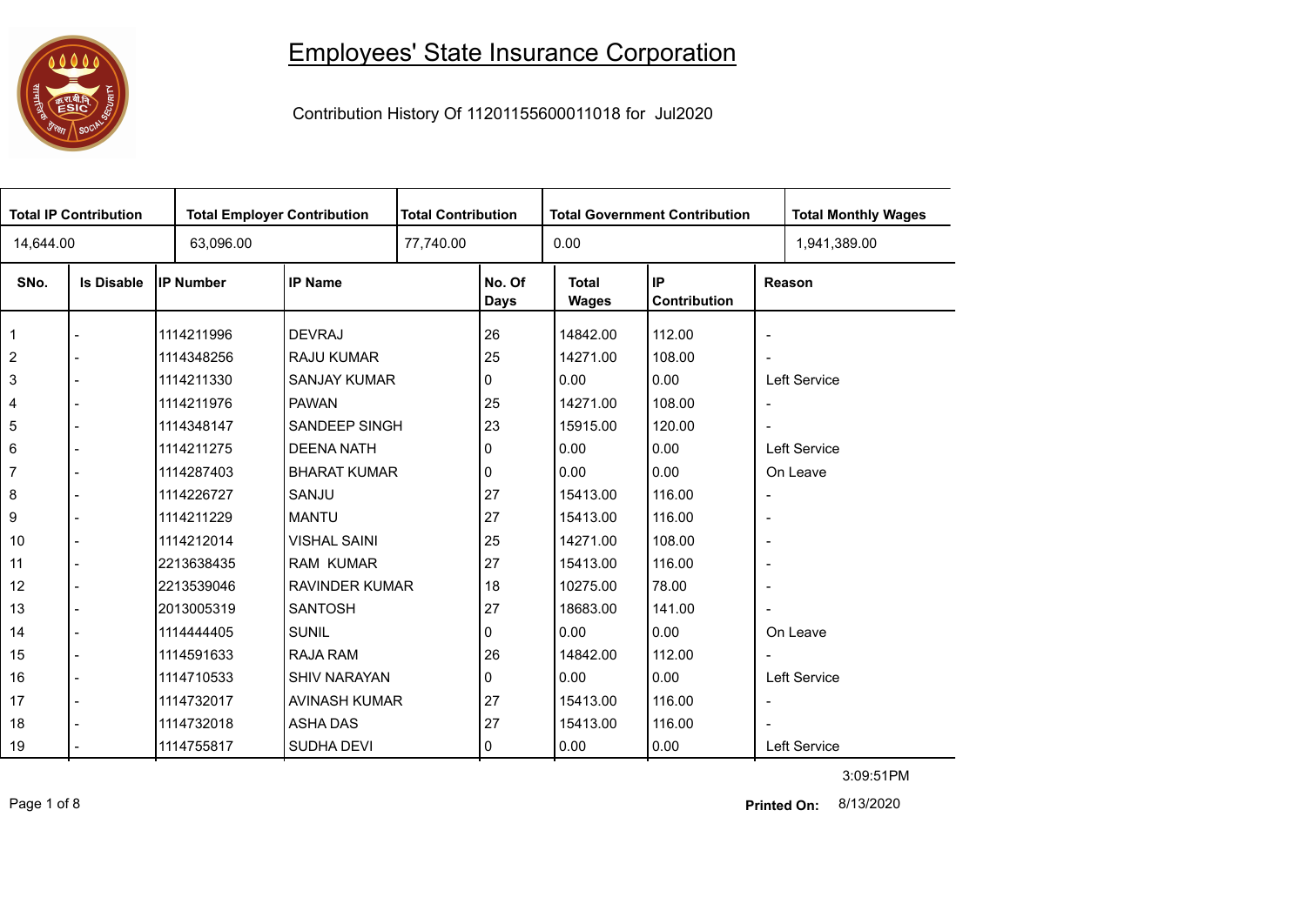# Employees' State Insurance Corporation

Contribution History Of 11201155600011018 for Jul2020

| Total IP Contribution | Total Employer Contribution | Total Contribution | Total Government Contribution | Total Monthly Wages |
|---|---|---|---|---|
| 14,644.00 | 63,096.00 | 77,740.00 | 0.00 | 1,941,389.00 |

| SNo. | Is Disable | IP Number | IP Name | No. Of Days | Total Wages | IP Contribution | Reason |
|---|---|---|---|---|---|---|---|
| 1 | - | 1114211996 | DEVRAJ | 26 | 14842.00 | 112.00 | - |
| 2 | - | 1114348256 | RAJU KUMAR | 25 | 14271.00 | 108.00 | - |
| 3 | - | 1114211330 | SANJAY KUMAR | 0 | 0.00 | 0.00 | Left Service |
| 4 | - | 1114211976 | PAWAN | 25 | 14271.00 | 108.00 | - |
| 5 | - | 1114348147 | SANDEEP SINGH | 23 | 15915.00 | 120.00 | - |
| 6 | - | 1114211275 | DEENA NATH | 0 | 0.00 | 0.00 | Left Service |
| 7 | - | 1114287403 | BHARAT KUMAR | 0 | 0.00 | 0.00 | On Leave |
| 8 | - | 1114226727 | SANJU | 27 | 15413.00 | 116.00 | - |
| 9 | - | 1114211229 | MANTU | 27 | 15413.00 | 116.00 | - |
| 10 | - | 1114212014 | VISHAL SAINI | 25 | 14271.00 | 108.00 | - |
| 11 | - | 2213638435 | RAM KUMAR | 27 | 15413.00 | 116.00 | - |
| 12 | - | 2213539046 | RAVINDER KUMAR | 18 | 10275.00 | 78.00 | - |
| 13 | - | 2013005319 | SANTOSH | 27 | 18683.00 | 141.00 | - |
| 14 | - | 1114444405 | SUNIL | 0 | 0.00 | 0.00 | On Leave |
| 15 | - | 1114591633 | RAJA RAM | 26 | 14842.00 | 112.00 | - |
| 16 | - | 1114710533 | SHIV NARAYAN | 0 | 0.00 | 0.00 | Left Service |
| 17 | - | 1114732017 | AVINASH KUMAR | 27 | 15413.00 | 116.00 | - |
| 18 | - | 1114732018 | ASHA DAS | 27 | 15413.00 | 116.00 | - |
| 19 | - | 1114755817 | SUDHA DEVI | 0 | 0.00 | 0.00 | Left Service |

3:09:51PM

**Printed On:** 8/13/2020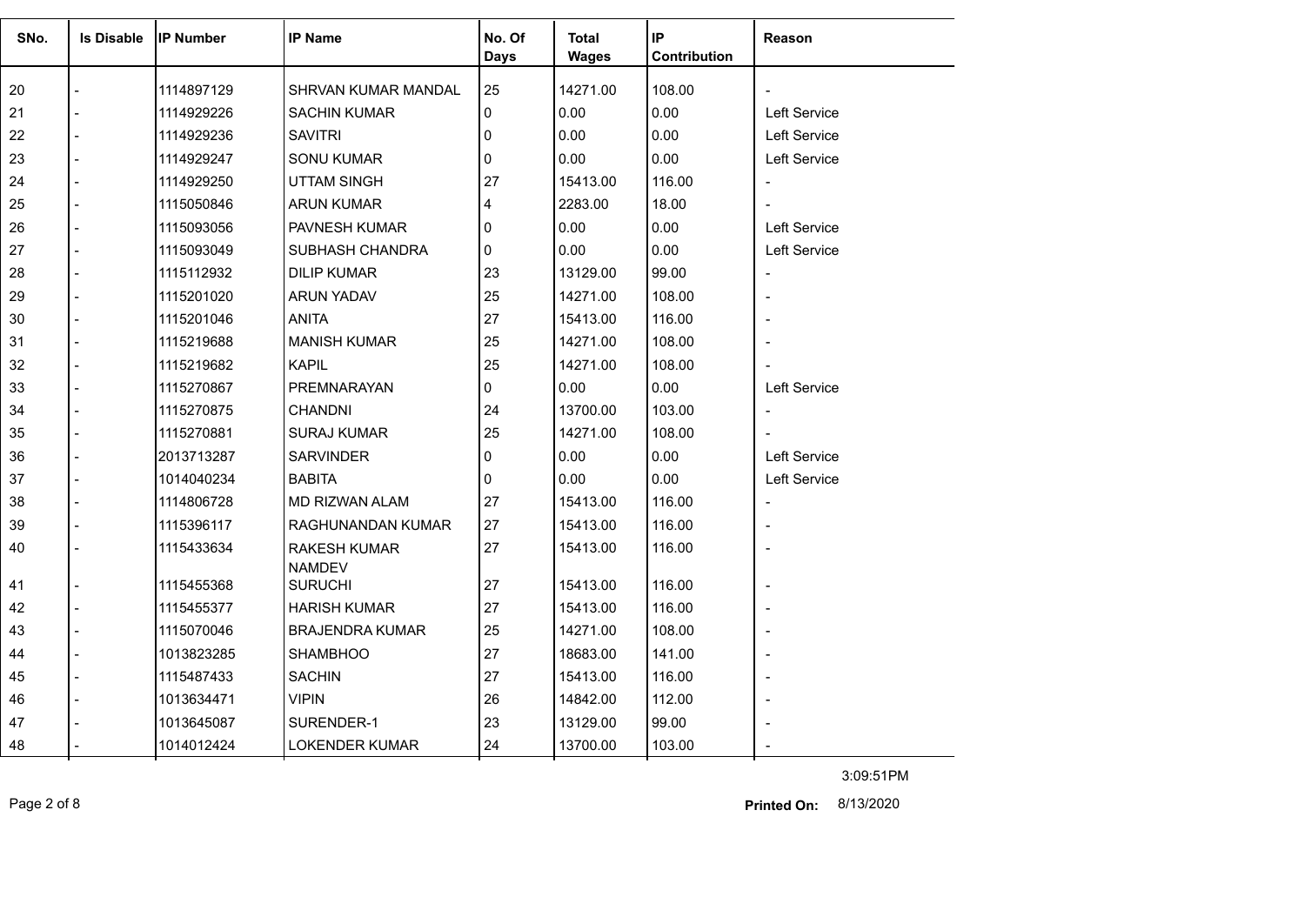| SNo. | Is Disable | IP Number | IP Name | No. Of Days | Total Wages | IP Contribution | Reason |
|---|---|---|---|---|---|---|---|
| 20 | - | 1114897129 | SHRVAN KUMAR MANDAL | 25 | 14271.00 | 108.00 | - |
| 21 | - | 1114929226 | SACHIN KUMAR | 0 | 0.00 | 0.00 | Left Service |
| 22 | - | 1114929236 | SAVITRI | 0 | 0.00 | 0.00 | Left Service |
| 23 | - | 1114929247 | SONU KUMAR | 0 | 0.00 | 0.00 | Left Service |
| 24 | - | 1114929250 | UTTAM SINGH | 27 | 15413.00 | 116.00 | - |
| 25 | - | 1115050846 | ARUN KUMAR | 4 | 2283.00 | 18.00 | - |
| 26 | - | 1115093056 | PAVNESH KUMAR | 0 | 0.00 | 0.00 | Left Service |
| 27 | - | 1115093049 | SUBHASH CHANDRA | 0 | 0.00 | 0.00 | Left Service |
| 28 | - | 1115112932 | DILIP KUMAR | 23 | 13129.00 | 99.00 | - |
| 29 | - | 1115201020 | ARUN YADAV | 25 | 14271.00 | 108.00 | - |
| 30 | - | 1115201046 | ANITA | 27 | 15413.00 | 116.00 | - |
| 31 | - | 1115219688 | MANISH KUMAR | 25 | 14271.00 | 108.00 | - |
| 32 | - | 1115219682 | KAPIL | 25 | 14271.00 | 108.00 | - |
| 33 | - | 1115270867 | PREMNARAYAN | 0 | 0.00 | 0.00 | Left Service |
| 34 | - | 1115270875 | CHANDNI | 24 | 13700.00 | 103.00 | - |
| 35 | - | 1115270881 | SURAJ KUMAR | 25 | 14271.00 | 108.00 | - |
| 36 | - | 2013713287 | SARVINDER | 0 | 0.00 | 0.00 | Left Service |
| 37 | - | 1014040234 | BABITA | 0 | 0.00 | 0.00 | Left Service |
| 38 | - | 1114806728 | MD RIZWAN ALAM | 27 | 15413.00 | 116.00 | - |
| 39 | - | 1115396117 | RAGHUNANDAN KUMAR | 27 | 15413.00 | 116.00 | - |
| 40 | - | 1115433634 | RAKESH KUMAR NAMDEV | 27 | 15413.00 | 116.00 | - |
| 41 | - | 1115455368 | SURUCHI | 27 | 15413.00 | 116.00 | - |
| 42 | - | 1115455377 | HARISH KUMAR | 27 | 15413.00 | 116.00 | - |
| 43 | - | 1115070046 | BRAJENDRA KUMAR | 25 | 14271.00 | 108.00 | - |
| 44 | - | 1013823285 | SHAMBHOO | 27 | 18683.00 | 141.00 | - |
| 45 | - | 1115487433 | SACHIN | 27 | 15413.00 | 116.00 | - |
| 46 | - | 1013634471 | VIPIN | 26 | 14842.00 | 112.00 | - |
| 47 | - | 1013645087 | SURENDER-1 | 23 | 13129.00 | 99.00 | - |
| 48 | - | 1014012424 | LOKENDER KUMAR | 24 | 13700.00 | 103.00 | - |

3:09:51PM

**Printed On:** 8/13/2020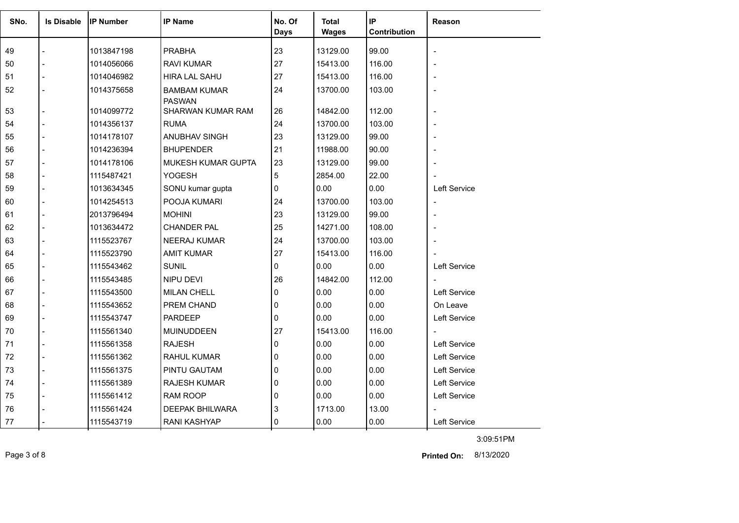| SNo. | Is Disable | IP Number | IP Name | No. Of Days | Total Wages | IP Contribution | Reason |
|---|---|---|---|---|---|---|---|
| 49 | - | 1013847198 | PRABHA | 23 | 13129.00 | 99.00 | - |
| 50 | - | 1014056066 | RAVI KUMAR | 27 | 15413.00 | 116.00 | - |
| 51 | - | 1014046982 | HIRA LAL SAHU | 27 | 15413.00 | 116.00 | - |
| 52 | - | 1014375658 | BAMBAM KUMAR PASWAN | 24 | 13700.00 | 103.00 | - |
| 53 | - | 1014099772 | SHARWAN KUMAR RAM | 26 | 14842.00 | 112.00 | - |
| 54 | - | 1014356137 | RUMA | 24 | 13700.00 | 103.00 | - |
| 55 | - | 1014178107 | ANUBHAV SINGH | 23 | 13129.00 | 99.00 | - |
| 56 | - | 1014236394 | BHUPENDER | 21 | 11988.00 | 90.00 | - |
| 57 | - | 1014178106 | MUKESH KUMAR GUPTA | 23 | 13129.00 | 99.00 | - |
| 58 | - | 1115487421 | YOGESH | 5 | 2854.00 | 22.00 | - |
| 59 | - | 1013634345 | SONU kumar gupta | 0 | 0.00 | 0.00 | Left Service |
| 60 | - | 1014254513 | POOJA KUMARI | 24 | 13700.00 | 103.00 | - |
| 61 | - | 2013796494 | MOHINI | 23 | 13129.00 | 99.00 | - |
| 62 | - | 1013634472 | CHANDER PAL | 25 | 14271.00 | 108.00 | - |
| 63 | - | 1115523767 | NEERAJ KUMAR | 24 | 13700.00 | 103.00 | - |
| 64 | - | 1115523790 | AMIT KUMAR | 27 | 15413.00 | 116.00 | - |
| 65 | - | 1115543462 | SUNIL | 0 | 0.00 | 0.00 | Left Service |
| 66 | - | 1115543485 | NIPU DEVI | 26 | 14842.00 | 112.00 | - |
| 67 | - | 1115543500 | MILAN CHELL | 0 | 0.00 | 0.00 | Left Service |
| 68 | - | 1115543652 | PREM CHAND | 0 | 0.00 | 0.00 | On Leave |
| 69 | - | 1115543747 | PARDEEP | 0 | 0.00 | 0.00 | Left Service |
| 70 | - | 1115561340 | MUINUDDEEN | 27 | 15413.00 | 116.00 | - |
| 71 | - | 1115561358 | RAJESH | 0 | 0.00 | 0.00 | Left Service |
| 72 | - | 1115561362 | RAHUL KUMAR | 0 | 0.00 | 0.00 | Left Service |
| 73 | - | 1115561375 | PINTU GAUTAM | 0 | 0.00 | 0.00 | Left Service |
| 74 | - | 1115561389 | RAJESH KUMAR | 0 | 0.00 | 0.00 | Left Service |
| 75 | - | 1115561412 | RAM ROOP | 0 | 0.00 | 0.00 | Left Service |
| 76 | - | 1115561424 | DEEPAK BHILWARA | 3 | 1713.00 | 13.00 | - |
| 77 | - | 1115543719 | RANI KASHYAP | 0 | 0.00 | 0.00 | Left Service |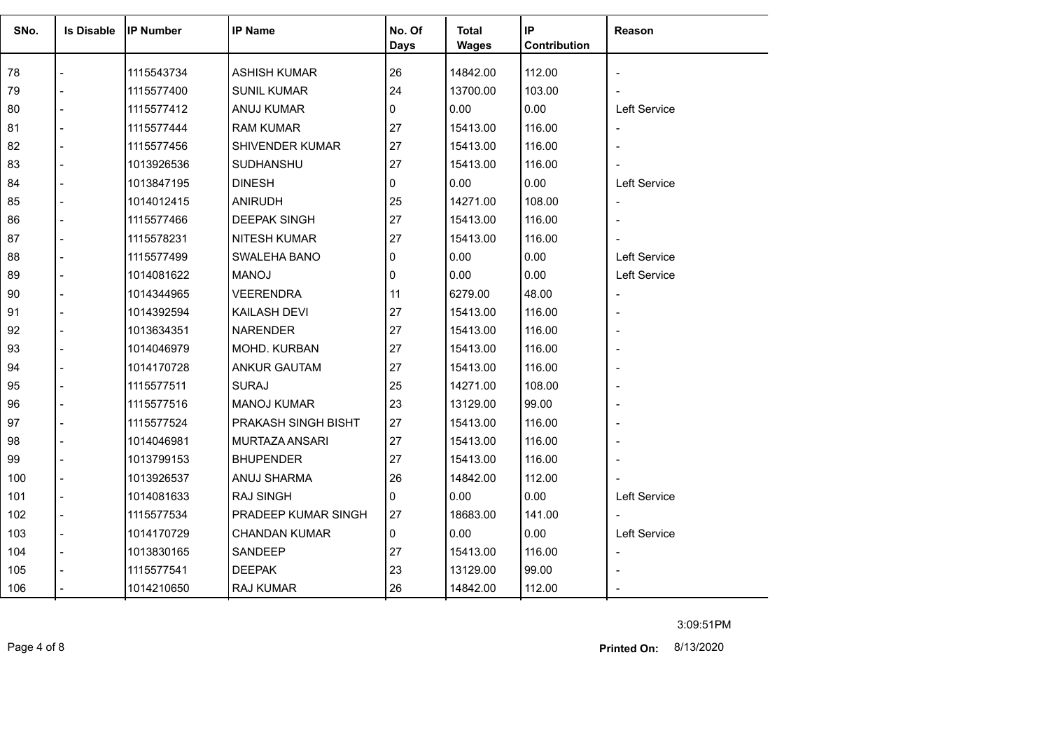| SNo. | Is Disable | IP Number | IP Name | No. Of Days | Total Wages | IP Contribution | Reason |
|---|---|---|---|---|---|---|---|
| 78 | - | 1115543734 | ASHISH KUMAR | 26 | 14842.00 | 112.00 | - |
| 79 | - | 1115577400 | SUNIL KUMAR | 24 | 13700.00 | 103.00 | - |
| 80 | - | 1115577412 | ANUJ KUMAR | 0 | 0.00 | 0.00 | Left Service |
| 81 | - | 1115577444 | RAM KUMAR | 27 | 15413.00 | 116.00 | - |
| 82 | - | 1115577456 | SHIVENDER KUMAR | 27 | 15413.00 | 116.00 | - |
| 83 | - | 1013926536 | SUDHANSHU | 27 | 15413.00 | 116.00 | - |
| 84 | - | 1013847195 | DINESH | 0 | 0.00 | 0.00 | Left Service |
| 85 | - | 1014012415 | ANIRUDH | 25 | 14271.00 | 108.00 | - |
| 86 | - | 1115577466 | DEEPAK SINGH | 27 | 15413.00 | 116.00 | - |
| 87 | - | 1115578231 | NITESH KUMAR | 27 | 15413.00 | 116.00 | - |
| 88 | - | 1115577499 | SWALEHA BANO | 0 | 0.00 | 0.00 | Left Service |
| 89 | - | 1014081622 | MANOJ | 0 | 0.00 | 0.00 | Left Service |
| 90 | - | 1014344965 | VEERENDRA | 11 | 6279.00 | 48.00 | - |
| 91 | - | 1014392594 | KAILASH DEVI | 27 | 15413.00 | 116.00 | - |
| 92 | - | 1013634351 | NARENDER | 27 | 15413.00 | 116.00 | - |
| 93 | - | 1014046979 | MOHD. KURBAN | 27 | 15413.00 | 116.00 | - |
| 94 | - | 1014170728 | ANKUR GAUTAM | 27 | 15413.00 | 116.00 | - |
| 95 | - | 1115577511 | SURAJ | 25 | 14271.00 | 108.00 | - |
| 96 | - | 1115577516 | MANOJ KUMAR | 23 | 13129.00 | 99.00 | - |
| 97 | - | 1115577524 | PRAKASH SINGH BISHT | 27 | 15413.00 | 116.00 | - |
| 98 | - | 1014046981 | MURTAZA ANSARI | 27 | 15413.00 | 116.00 | - |
| 99 | - | 1013799153 | BHUPENDER | 27 | 15413.00 | 116.00 | - |
| 100 | - | 1013926537 | ANUJ SHARMA | 26 | 14842.00 | 112.00 | - |
| 101 | - | 1014081633 | RAJ SINGH | 0 | 0.00 | 0.00 | Left Service |
| 102 | - | 1115577534 | PRADEEP KUMAR SINGH | 27 | 18683.00 | 141.00 | - |
| 103 | - | 1014170729 | CHANDAN KUMAR | 0 | 0.00 | 0.00 | Left Service |
| 104 | - | 1013830165 | SANDEEP | 27 | 15413.00 | 116.00 | - |
| 105 | - | 1115577541 | DEEPAK | 23 | 13129.00 | 99.00 | - |
| 106 | - | 1014210650 | RAJ KUMAR | 26 | 14842.00 | 112.00 | - |

3:09:51PM

**Printed On:** 8/13/2020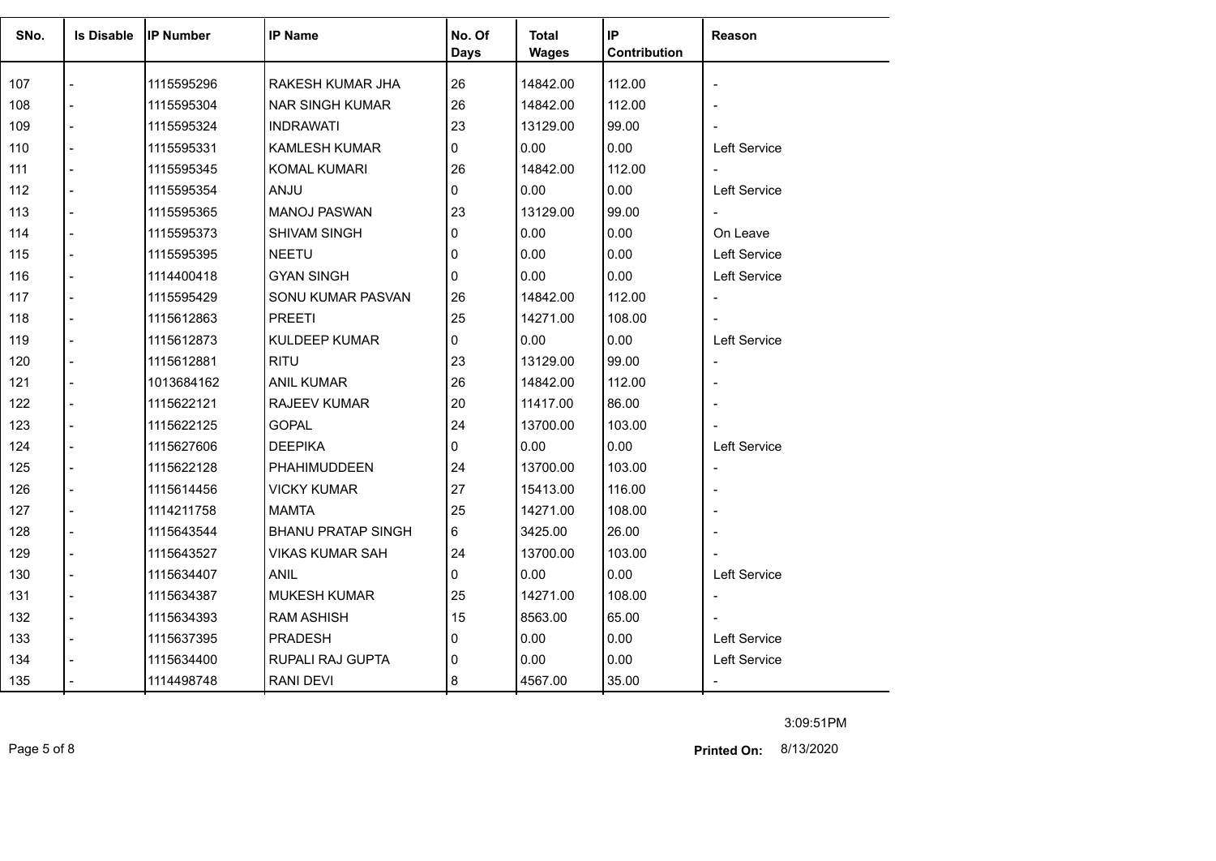| SNo. | Is Disable | IP Number | IP Name | No. Of Days | Total Wages | IP Contribution | Reason |
|---|---|---|---|---|---|---|---|
| 107 | - | 1115595296 | RAKESH KUMAR JHA | 26 | 14842.00 | 112.00 | - |
| 108 | - | 1115595304 | NAR SINGH KUMAR | 26 | 14842.00 | 112.00 | - |
| 109 | - | 1115595324 | INDRAWATI | 23 | 13129.00 | 99.00 | - |
| 110 | - | 1115595331 | KAMLESH KUMAR | 0 | 0.00 | 0.00 | Left Service |
| 111 | - | 1115595345 | KOMAL KUMARI | 26 | 14842.00 | 112.00 | - |
| 112 | - | 1115595354 | ANJU | 0 | 0.00 | 0.00 | Left Service |
| 113 | - | 1115595365 | MANOJ PASWAN | 23 | 13129.00 | 99.00 | - |
| 114 | - | 1115595373 | SHIVAM SINGH | 0 | 0.00 | 0.00 | On Leave |
| 115 | - | 1115595395 | NEETU | 0 | 0.00 | 0.00 | Left Service |
| 116 | - | 1114400418 | GYAN SINGH | 0 | 0.00 | 0.00 | Left Service |
| 117 | - | 1115595429 | SONU KUMAR PASVAN | 26 | 14842.00 | 112.00 | - |
| 118 | - | 1115612863 | PREETI | 25 | 14271.00 | 108.00 | - |
| 119 | - | 1115612873 | KULDEEP KUMAR | 0 | 0.00 | 0.00 | Left Service |
| 120 | - | 1115612881 | RITU | 23 | 13129.00 | 99.00 | - |
| 121 | - | 1013684162 | ANIL KUMAR | 26 | 14842.00 | 112.00 | - |
| 122 | - | 1115622121 | RAJEEV KUMAR | 20 | 11417.00 | 86.00 | - |
| 123 | - | 1115622125 | GOPAL | 24 | 13700.00 | 103.00 | - |
| 124 | - | 1115627606 | DEEPIKA | 0 | 0.00 | 0.00 | Left Service |
| 125 | - | 1115622128 | PHAHIMUDDEEN | 24 | 13700.00 | 103.00 | - |
| 126 | - | 1115614456 | VICKY KUMAR | 27 | 15413.00 | 116.00 | - |
| 127 | - | 1114211758 | MAMTA | 25 | 14271.00 | 108.00 | - |
| 128 | - | 1115643544 | BHANU PRATAP SINGH | 6 | 3425.00 | 26.00 | - |
| 129 | - | 1115643527 | VIKAS KUMAR SAH | 24 | 13700.00 | 103.00 | - |
| 130 | - | 1115634407 | ANIL | 0 | 0.00 | 0.00 | Left Service |
| 131 | - | 1115634387 | MUKESH KUMAR | 25 | 14271.00 | 108.00 | - |
| 132 | - | 1115634393 | RAM ASHISH | 15 | 8563.00 | 65.00 | - |
| 133 | - | 1115637395 | PRADESH | 0 | 0.00 | 0.00 | Left Service |
| 134 | - | 1115634400 | RUPALI RAJ GUPTA | 0 | 0.00 | 0.00 | Left Service |
| 135 | - | 1114498748 | RANI DEVI | 8 | 4567.00 | 35.00 | - |

3:09:51PM

**Printed On:** 8/13/2020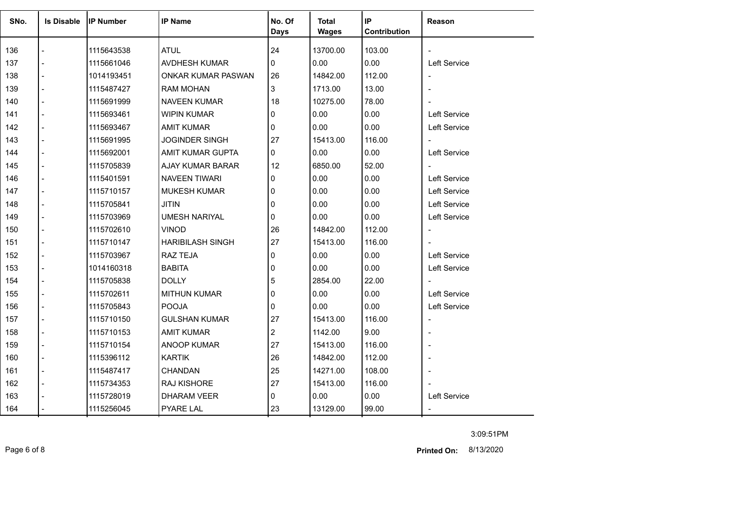| SNo. | Is Disable | IP Number | IP Name | No. Of Days | Total Wages | IP Contribution | Reason |
|---|---|---|---|---|---|---|---|
| 136 | - | 1115643538 | ATUL | 24 | 13700.00 | 103.00 | - |
| 137 | - | 1115661046 | AVDHESH KUMAR | 0 | 0.00 | 0.00 | Left Service |
| 138 | - | 1014193451 | ONKAR KUMAR PASWAN | 26 | 14842.00 | 112.00 | - |
| 139 | - | 1115487427 | RAM MOHAN | 3 | 1713.00 | 13.00 | - |
| 140 | - | 1115691999 | NAVEEN KUMAR | 18 | 10275.00 | 78.00 | - |
| 141 | - | 1115693461 | WIPIN KUMAR | 0 | 0.00 | 0.00 | Left Service |
| 142 | - | 1115693467 | AMIT KUMAR | 0 | 0.00 | 0.00 | Left Service |
| 143 | - | 1115691995 | JOGINDER SINGH | 27 | 15413.00 | 116.00 | - |
| 144 | - | 1115692001 | AMIT KUMAR GUPTA | 0 | 0.00 | 0.00 | Left Service |
| 145 | - | 1115705839 | AJAY KUMAR BARAR | 12 | 6850.00 | 52.00 | - |
| 146 | - | 1115401591 | NAVEEN TIWARI | 0 | 0.00 | 0.00 | Left Service |
| 147 | - | 1115710157 | MUKESH KUMAR | 0 | 0.00 | 0.00 | Left Service |
| 148 | - | 1115705841 | JITIN | 0 | 0.00 | 0.00 | Left Service |
| 149 | - | 1115703969 | UMESH NARIYAL | 0 | 0.00 | 0.00 | Left Service |
| 150 | - | 1115702610 | VINOD | 26 | 14842.00 | 112.00 | - |
| 151 | - | 1115710147 | HARIBILASH SINGH | 27 | 15413.00 | 116.00 | - |
| 152 | - | 1115703967 | RAZ TEJA | 0 | 0.00 | 0.00 | Left Service |
| 153 | - | 1014160318 | BABITA | 0 | 0.00 | 0.00 | Left Service |
| 154 | - | 1115705838 | DOLLY | 5 | 2854.00 | 22.00 | - |
| 155 | - | 1115702611 | MITHUN KUMAR | 0 | 0.00 | 0.00 | Left Service |
| 156 | - | 1115705843 | POOJA | 0 | 0.00 | 0.00 | Left Service |
| 157 | - | 1115710150 | GULSHAN KUMAR | 27 | 15413.00 | 116.00 | - |
| 158 | - | 1115710153 | AMIT KUMAR | 2 | 1142.00 | 9.00 | - |
| 159 | - | 1115710154 | ANOOP KUMAR | 27 | 15413.00 | 116.00 | - |
| 160 | - | 1115396112 | KARTIK | 26 | 14842.00 | 112.00 | - |
| 161 | - | 1115487417 | CHANDAN | 25 | 14271.00 | 108.00 | - |
| 162 | - | 1115734353 | RAJ KISHORE | 27 | 15413.00 | 116.00 | - |
| 163 | - | 1115728019 | DHARAM VEER | 0 | 0.00 | 0.00 | Left Service |
| 164 | - | 1115256045 | PYARE LAL | 23 | 13129.00 | 99.00 | - |

3:09:51PM

**Printed On:** 8/13/2020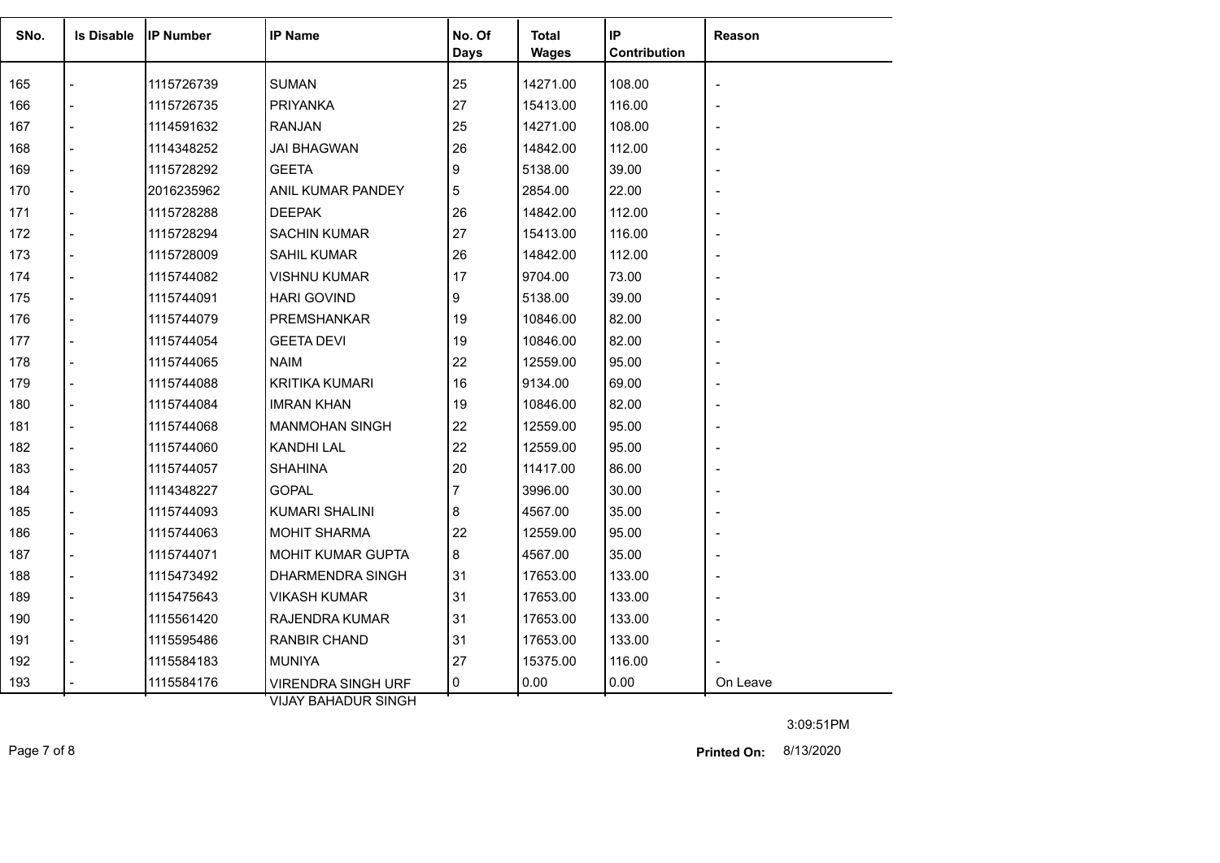| SNo. | Is Disable | IP Number | IP Name | No. Of Days | Total Wages | IP Contribution | Reason |
|---|---|---|---|---|---|---|---|
| 165 | - | 1115726739 | SUMAN | 25 | 14271.00 | 108.00 | - |
| 166 | - | 1115726735 | PRIYANKA | 27 | 15413.00 | 116.00 | - |
| 167 | - | 1114591632 | RANJAN | 25 | 14271.00 | 108.00 | - |
| 168 | - | 1114348252 | JAI BHAGWAN | 26 | 14842.00 | 112.00 | - |
| 169 | - | 1115728292 | GEETA | 9 | 5138.00 | 39.00 | - |
| 170 | - | 2016235962 | ANIL KUMAR PANDEY | 5 | 2854.00 | 22.00 | - |
| 171 | - | 1115728288 | DEEPAK | 26 | 14842.00 | 112.00 | - |
| 172 | - | 1115728294 | SACHIN KUMAR | 27 | 15413.00 | 116.00 | - |
| 173 | - | 1115728009 | SAHIL KUMAR | 26 | 14842.00 | 112.00 | - |
| 174 | - | 1115744082 | VISHNU KUMAR | 17 | 9704.00 | 73.00 | - |
| 175 | - | 1115744091 | HARI GOVIND | 9 | 5138.00 | 39.00 | - |
| 176 | - | 1115744079 | PREMSHANKAR | 19 | 10846.00 | 82.00 | - |
| 177 | - | 1115744054 | GEETA DEVI | 19 | 10846.00 | 82.00 | - |
| 178 | - | 1115744065 | NAIM | 22 | 12559.00 | 95.00 | - |
| 179 | - | 1115744088 | KRITIKA KUMARI | 16 | 9134.00 | 69.00 | - |
| 180 | - | 1115744084 | IMRAN KHAN | 19 | 10846.00 | 82.00 | - |
| 181 | - | 1115744068 | MANMOHAN SINGH | 22 | 12559.00 | 95.00 | - |
| 182 | - | 1115744060 | KANDHI LAL | 22 | 12559.00 | 95.00 | - |
| 183 | - | 1115744057 | SHAHINA | 20 | 11417.00 | 86.00 | - |
| 184 | - | 1114348227 | GOPAL | 7 | 3996.00 | 30.00 | - |
| 185 | - | 1115744093 | KUMARI SHALINI | 8 | 4567.00 | 35.00 | - |
| 186 | - | 1115744063 | MOHIT SHARMA | 22 | 12559.00 | 95.00 | - |
| 187 | - | 1115744071 | MOHIT KUMAR GUPTA | 8 | 4567.00 | 35.00 | - |
| 188 | - | 1115473492 | DHARMENDRA SINGH | 31 | 17653.00 | 133.00 | - |
| 189 | - | 1115475643 | VIKASH KUMAR | 31 | 17653.00 | 133.00 | - |
| 190 | - | 1115561420 | RAJENDRA KUMAR | 31 | 17653.00 | 133.00 | - |
| 191 | - | 1115595486 | RANBIR CHAND | 31 | 17653.00 | 133.00 | - |
| 192 | - | 1115584183 | MUNIYA | 27 | 15375.00 | 116.00 | - |
| 193 | - | 1115584176 | VIRENDRA SINGH URF VIJAY BAHADUR SINGH | 0 | 0.00 | 0.00 | On Leave |

3:09:51PM

**Printed On:** 8/13/2020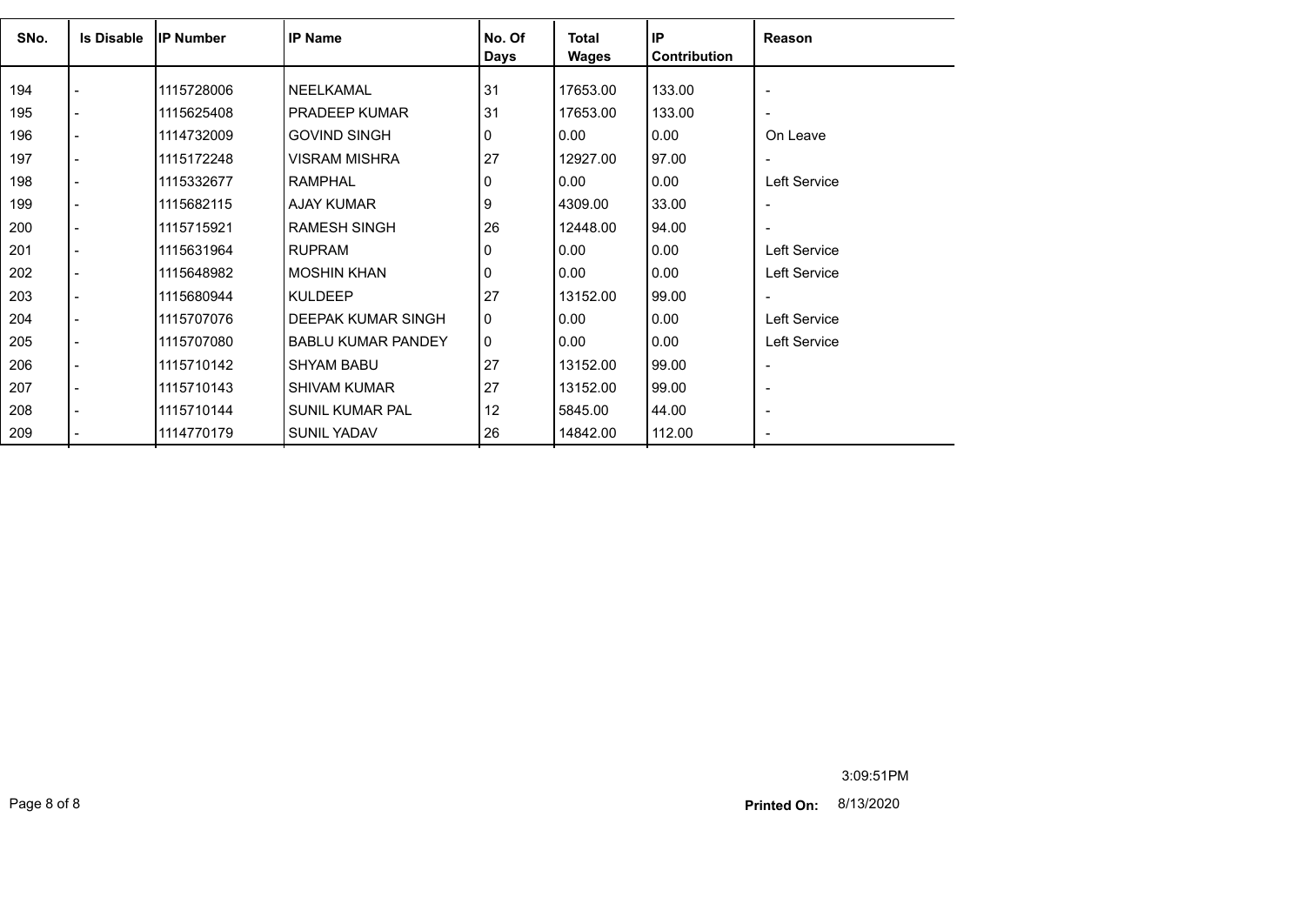| SNo. | Is Disable | IP Number | IP Name | No. Of Days | Total Wages | IP Contribution | Reason |
|---|---|---|---|---|---|---|---|
| 194 | - | 1115728006 | NEELKAMAL | 31 | 17653.00 | 133.00 | - |
| 195 | - | 1115625408 | PRADEEP KUMAR | 31 | 17653.00 | 133.00 | - |
| 196 | - | 1114732009 | GOVIND SINGH | 0 | 0.00 | 0.00 | On Leave |
| 197 | - | 1115172248 | VISRAM MISHRA | 27 | 12927.00 | 97.00 | - |
| 198 | - | 1115332677 | RAMPHAL | 0 | 0.00 | 0.00 | Left Service |
| 199 | - | 1115682115 | AJAY KUMAR | 9 | 4309.00 | 33.00 | - |
| 200 | - | 1115715921 | RAMESH SINGH | 26 | 12448.00 | 94.00 | - |
| 201 | - | 1115631964 | RUPRAM | 0 | 0.00 | 0.00 | Left Service |
| 202 | - | 1115648982 | MOSHIN KHAN | 0 | 0.00 | 0.00 | Left Service |
| 203 | - | 1115680944 | KULDEEP | 27 | 13152.00 | 99.00 | - |
| 204 | - | 1115707076 | DEEPAK KUMAR SINGH | 0 | 0.00 | 0.00 | Left Service |
| 205 | - | 1115707080 | BABLU KUMAR PANDEY | 0 | 0.00 | 0.00 | Left Service |
| 206 | - | 1115710142 | SHYAM BABU | 27 | 13152.00 | 99.00 | - |
| 207 | - | 1115710143 | SHIVAM KUMAR | 27 | 13152.00 | 99.00 | - |
| 208 | - | 1115710144 | SUNIL KUMAR PAL | 12 | 5845.00 | 44.00 | - |
| 209 | - | 1114770179 | SUNIL YADAV | 26 | 14842.00 | 112.00 | - |

3:09:51PM

**Printed On:** 8/13/2020